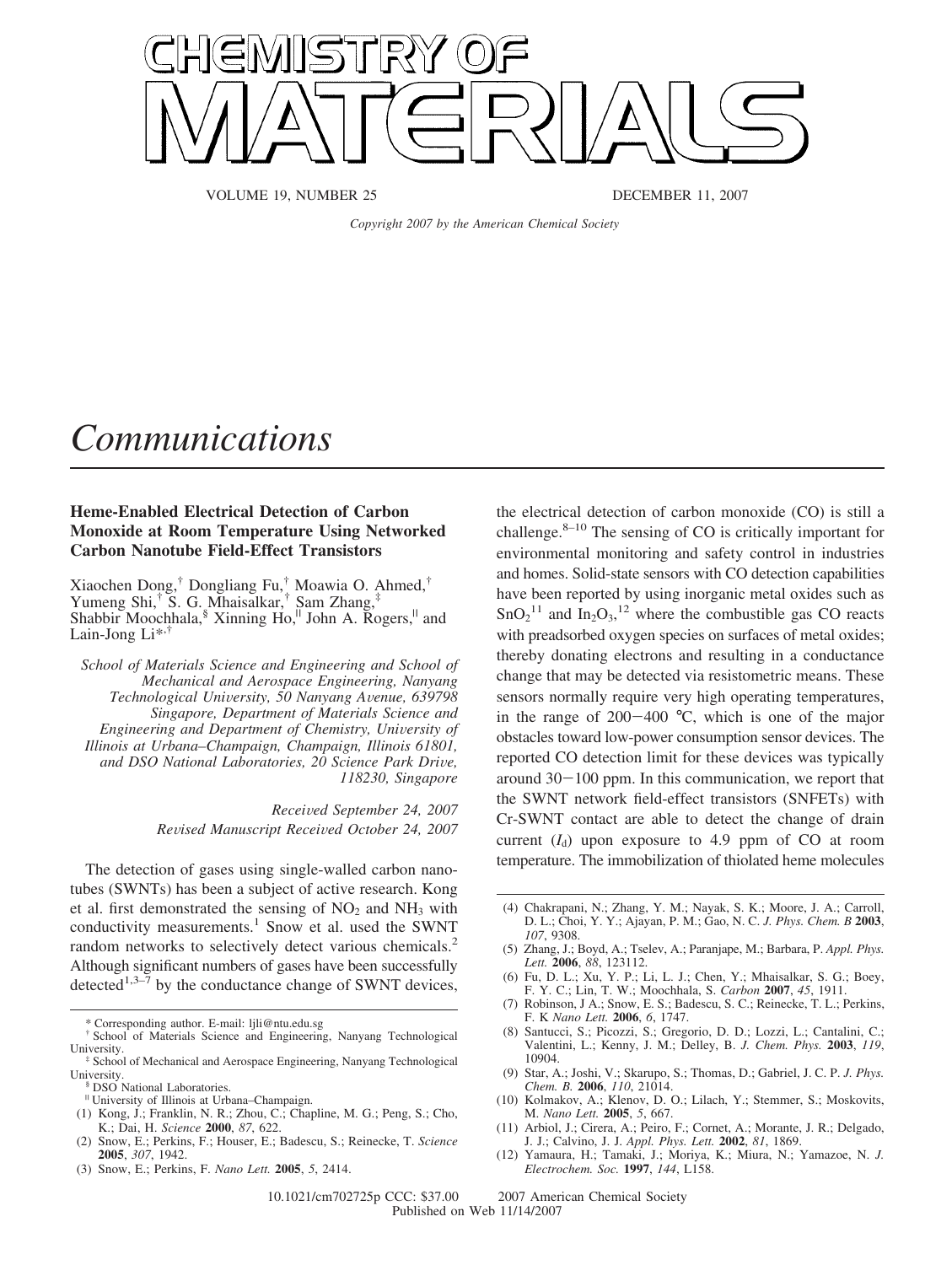# Communications

## Heme-Enabled Electrical Detection of Carbon Monoxide at Room Temperature Using Networked Carbon Nanotube Field-Effect Transistors

Xiaochen Dong,[†] Dongliang Fu,[†] Moawia O. Ahmed,[†] Yumeng Shi,[†] S. G. Mhaisalkar,[†] Sam Zhang,[‡] Shabbir Moochhala,[§] Xinning Ho,[∥] John A. Rogers,[∥] and Lain-Jong Li*[,†]

*School of Materials Science and Engineering and School of Mechanical and Aerospace Engineering, Nanyang Technological University, 50 Nanyang Avenue, 639798 Singapore, Department of Materials Science and Engineering and Department of Chemistry, University of Illinois at Urbana–Champaign, Champaign, Illinois 61801, and DSO National Laboratories, 20 Science Park Drive, 118230, Singapore*

*Received September 24, 2007*
*Revised Manuscript Received October 24, 2007*

The detection of gases using single-walled carbon nanotubes (SWNTs) has been a subject of active research. Kong et al. first demonstrated the sensing of $NO_2$ and $NH_3$ with conductivity measurements.[1] Snow et al. used the SWNT random networks to selectively detect various chemicals.[2] Although significant numbers of gases have been successfully detected[1,3–7] by the conductance change of SWNT devices, the electrical detection of carbon monoxide (CO) is still a challenge.[8–10] The sensing of CO is critically important for environmental monitoring and safety control in industries and homes. Solid-state sensors with CO detection capabilities have been reported by using inorganic metal oxides such as $SnO_2$[11] and $In_2O_3$,[12] where the combustible gas CO reacts with preadsorbed oxygen species on surfaces of metal oxides; thereby donating electrons and resulting in a conductance change that may be detected via resistometric means. These sensors normally require very high operating temperatures, in the range of 200−400 °C, which is one of the major obstacles toward low-power consumption sensor devices. The reported CO detection limit for these devices was typically around 30−100 ppm. In this communication, we report that the SWNT network field-effect transistors (SNFETs) with Cr-SWNT contact are able to detect the change of drain current ($I_d$) upon exposure to 4.9 ppm of CO at room temperature. The immobilization of thiolated heme molecules

---

\* Corresponding author. E-mail: ljli@ntu.edu.sg
† School of Materials Science and Engineering, Nanyang Technological University.
‡ School of Mechanical and Aerospace Engineering, Nanyang Technological University.
§ DSO National Laboratories.
∥ University of Illinois at Urbana–Champaign.

(1) Kong, J.; Franklin, N. R.; Zhou, C.; Chapline, M. G.; Peng, S.; Cho, K.; Dai, H. *Science* **2000**, *87*, 622.
(2) Snow, E.; Perkins, F.; Houser, E.; Badescu, S.; Reinecke, T. *Science* **2005**, *307*, 1942.
(3) Snow, E.; Perkins, F. *Nano Lett.* **2005**, *5*, 2414.
(4) Chakrapani, N.; Zhang, Y. M.; Nayak, S. K.; Moore, J. A.; Carroll, D. L.; Choi, Y. Y.; Ajayan, P. M.; Gao, N. C. *J. Phys. Chem. B* **2003**, *107*, 9308.
(5) Zhang, J.; Boyd, A.; Tselev, A.; Paranjape, M.; Barbara, P. *Appl. Phys. Lett.* **2006**, *88*, 123112.
(6) Fu, D. L.; Xu, Y. P.; Li, L. J.; Chen, Y.; Mhaisalkar, S. G.; Boey, F. Y. C.; Lin, T. W.; Moochhala, S. *Carbon* **2007**, *45*, 1911.
(7) Robinson, J A.; Snow, E. S.; Badescu, S. C.; Reinecke, T. L.; Perkins, F. K *Nano Lett.* **2006**, *6*, 1747.
(8) Santucci, S.; Picozzi, S.; Gregorio, D. D.; Lozzi, L.; Cantalini, C.; Valentini, L.; Kenny, J. M.; Delley, B. *J. Chem. Phys.* **2003**, *119*, 10904.
(9) Star, A.; Joshi, V.; Skarupo, S.; Thomas, D.; Gabriel, J. C. P. *J. Phys. Chem. B.* **2006**, *110*, 21014.
(10) Kolmakov, A.; Klenov, D. O.; Lilach, Y.; Stemmer, S.; Moskovits, M. *Nano Lett.* **2005**, *5*, 667.
(11) Arbiol, J.; Cirera, A.; Peiro, F.; Cornet, A.; Morante, J. R.; Delgado, J. J.; Calvino, J. J. *Appl. Phys. Lett.* **2002**, *81*, 1869.
(12) Yamaura, H.; Tamaki, J.; Moriya, K.; Miura, N.; Yamazoe, N. *J. Electrochem. Soc.* **1997**, *144*, L158.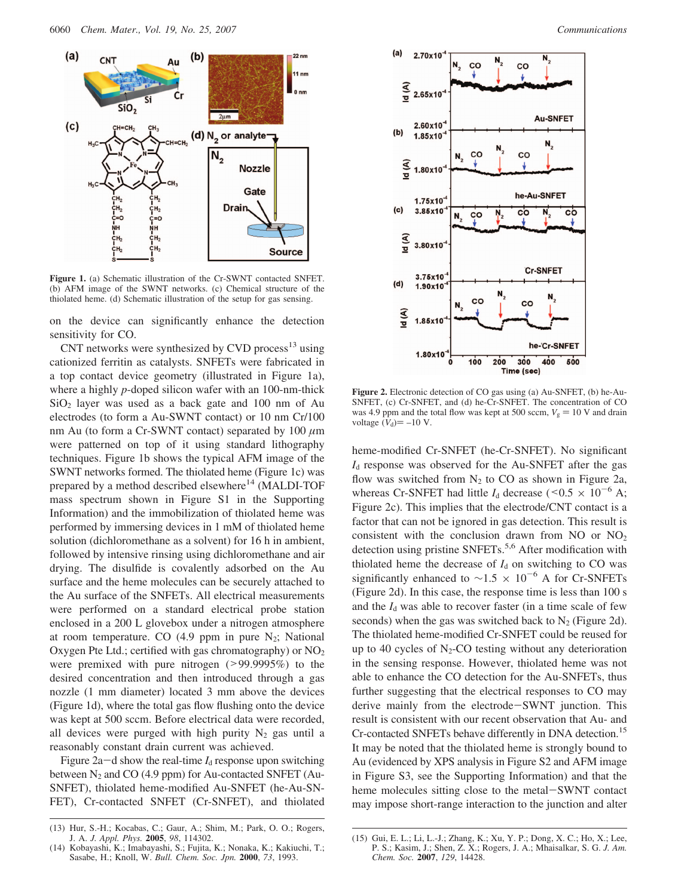**Figure 1.** (a) Schematic illustration of the Cr-SWNT contacted SNFET. (b) AFM image of the SWNT networks. (c) Chemical structure of the thiolated heme. (d) Schematic illustration of the setup for gas sensing.

on the device can significantly enhance the detection sensitivity for CO.

CNT networks were synthesized by CVD process[13] using cationized ferritin as catalysts. SNFETs were fabricated in a top contact device geometry (illustrated in Figure 1a), where a highly *p*-doped silicon wafer with an 100-nm-thick $SiO_2$ layer was used as a back gate and 100 nm of Au electrodes (to form a Au-SWNT contact) or 10 nm Cr/100 nm Au (to form a Cr-SWNT contact) separated by 100 $\mu$m were patterned on top of it using standard lithography techniques. Figure 1b shows the typical AFM image of the SWNT networks formed. The thiolated heme (Figure 1c) was prepared by a method described elsewhere[14] (MALDI-TOF mass spectrum shown in Figure S1 in the Supporting Information) and the immobilization of thiolated heme was performed by immersing devices in 1 mM of thiolated heme solution (dichloromethane as a solvent) for 16 h in ambient, followed by intensive rinsing using dichloromethane and air drying. The disulfide is covalently adsorbed on the Au surface and the heme molecules can be securely attached to the Au surface of the SNFETs. All electrical measurements were performed on a standard electrical probe station enclosed in a 200 L glovebox under a nitrogen atmosphere at room temperature. CO (4.9 ppm in pure $N_2$; National Oxygen Pte Ltd.; certified with gas chromatography) or $NO_2$ were premixed with pure nitrogen (>99.9995%) to the desired concentration and then introduced through a gas nozzle (1 mm diameter) located 3 mm above the devices (Figure 1d), where the total gas flow flushing onto the device was kept at 500 sccm. Before electrical data were recorded, all devices were purged with high purity $N_2$ gas until a reasonably constant drain current was achieved.

Figure 2a–d show the real-time $I_d$ response upon switching between $N_2$ and CO (4.9 ppm) for Au-contacted SNFET (Au-SNFET), thiolated heme-modified Au-SNFET (he-Au-SNFET), Cr-contacted SNFET (Cr-SNFET), and thiolated heme-modified Cr-SNFET (he-Cr-SNFET). No significant $I_d$ response was observed for the Au-SNFET after the gas flow was switched from $N_2$ to CO as shown in Figure 2a, whereas Cr-SNFET had little $I_d$ decrease ($<0.5 \times 10^{-6}$ A; Figure 2c). This implies that the electrode/CNT contact is a factor that can not be ignored in gas detection. This result is consistent with the conclusion drawn from NO or $NO_2$ detection using pristine SNFETs.[5,6] After modification with thiolated heme the decrease of $I_d$ on switching to CO was significantly enhanced to $\sim 1.5 \times 10^{-6}$ A for Cr-SNFETs (Figure 2d). In this case, the response time is less than 100 s and the $I_d$ was able to recover faster (in a time scale of few seconds) when the gas was switched back to $N_2$ (Figure 2d). The thiolated heme-modified Cr-SNFET could be reused for up to 40 cycles of $N_2$-CO testing without any deterioration in the sensing response. However, thiolated heme was not able to enhance the CO detection for the Au-SNFETs, thus further suggesting that the electrical responses to CO may derive mainly from the electrode−SWNT junction. This result is consistent with our recent observation that Au- and Cr-contacted SNFETs behave differently in DNA detection.[15] It may be noted that the thiolated heme is strongly bound to Au (evidenced by XPS analysis in Figure S2 and AFM image in Figure S3, see the Supporting Information) and that the heme molecules sitting close to the metal−SWNT contact may impose short-range interaction to the junction and alter

**Figure 2.** Electronic detection of CO gas using (a) Au-SNFET, (b) he-Au-SNFET, (c) Cr-SNFET, and (d) he-Cr-SNFET. The concentration of CO was 4.9 ppm and the total flow was kept at 500 sccm, $V_g = 10$ V and drain voltage ($V_d$) = −10 V.

(13) Hur, S.-H.; Kocabas, C.; Gaur, A.; Shim, M.; Park, O. O.; Rogers, J. A. *J. Appl. Phys.* **2005**, *98*, 114302.
(14) Kobayashi, K.; Imabayashi, S.; Fujita, K.; Nonaka, K.; Kakiuchi, T.; Sasabe, H.; Knoll, W. *Bull. Chem. Soc. Jpn.* **2000**, *73*, 1993.
(15) Gui, E. L.; Li, L.-J.; Zhang, K.; Xu, Y. P.; Dong, X. C.; Ho, X.; Lee, P. S.; Kasim, J.; Shen, Z. X.; Rogers, J. A.; Mhaisalkar, S. G. *J. Am. Chem. Soc.* **2007**, *129*, 14428.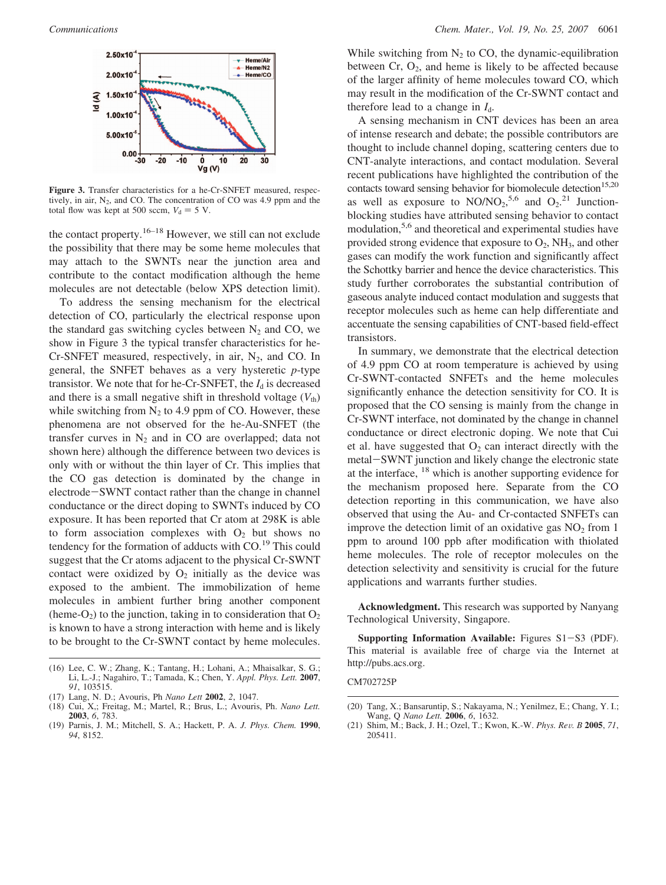2.50x10$^{-4}$
2.00x10$^{-4}$
1.50x10$^{-4}$
1.00x10$^{-4}$
5.00x10$^{-5}$
0.00
Id (A)
-30 -20 -10 0 10 20 30
Vg (V)
Heme/Air
Heme/N2
Heme/CO

**Figure 3.** Transfer characteristics for a he-Cr-SNFET measured, respectively, in air, $N_2$, and CO. The concentration of CO was 4.9 ppm and the total flow was kept at 500 sccm, $V_d = 5$ V.

the contact property.[16–18] However, we still can not exclude the possibility that there may be some heme molecules that may attach to the SWNTs near the junction area and contribute to the contact modification although the heme molecules are not detectable (below XPS detection limit).

To address the sensing mechanism for the electrical detection of CO, particularly the electrical response upon the standard gas switching cycles between $N_2$ and CO, we show in Figure 3 the typical transfer characteristics for he-Cr-SNFET measured, respectively, in air, $N_2$, and CO. In general, the SNFET behaves as a very hysteretic *p*-type transistor. We note that for he-Cr-SNFET, the $I_d$ is decreased and there is a small negative shift in threshold voltage ($V_{th}$) while switching from $N_2$ to 4.9 ppm of CO. However, these phenomena are not observed for the he-Au-SNFET (the transfer curves in $N_2$ and in CO are overlapped; data not shown here) although the difference between two devices is only with or without the thin layer of Cr. This implies that the CO gas detection is dominated by the change in electrode−SWNT contact rather than the change in channel conductance or the direct doping to SWNTs induced by CO exposure. It has been reported that Cr atom at 298K is able to form association complexes with $O_2$ but shows no tendency for the formation of adducts with CO.[19] This could suggest that the Cr atoms adjacent to the physical Cr-SWNT contact were oxidized by $O_2$ initially as the device was exposed to the ambient. The immobilization of heme molecules in ambient further bring another component (heme-$O_2$) to the junction, taking in to consideration that $O_2$ is known to have a strong interaction with heme and is likely to be brought to the Cr-SWNT contact by heme molecules. While switching from $N_2$ to CO, the dynamic-equilibration between Cr, $O_2$, and heme is likely to be affected because of the larger affinity of heme molecules toward CO, which may result in the modification of the Cr-SWNT contact and therefore lead to a change in $I_d$.

A sensing mechanism in CNT devices has been an area of intense research and debate; the possible contributors are thought to include channel doping, scattering centers due to CNT-analyte interactions, and contact modulation. Several recent publications have highlighted the contribution of the contacts toward sensing behavior for biomolecule detection[15,20] as well as exposure to NO/$NO_2$,[5,6] and $O_2$.[21] Junction-blocking studies have attributed sensing behavior to contact modulation,[5,6] and theoretical and experimental studies have provided strong evidence that exposure to $O_2$, $NH_3$, and other gases can modify the work function and significantly affect the Schottky barrier and hence the device characteristics. This study further corroborates the substantial contribution of gaseous analyte induced contact modulation and suggests that receptor molecules such as heme can help differentiate and accentuate the sensing capabilities of CNT-based field-effect transistors.

In summary, we demonstrate that the electrical detection of 4.9 ppm CO at room temperature is achieved by using Cr-SWNT-contacted SNFETs and the heme molecules significantly enhance the detection sensitivity for CO. It is proposed that the CO sensing is mainly from the change in Cr-SWNT interface, not dominated by the change in channel conductance or direct electronic doping. We note that Cui et al. have suggested that $O_2$ can interact directly with the metal−SWNT junction and likely change the electronic state at the interface, [18] which is another supporting evidence for the mechanism proposed here. Separate from the CO detection reporting in this communication, we have also observed that using the Au- and Cr-contacted SNFETs can improve the detection limit of an oxidative gas $NO_2$ from 1 ppm to around 100 ppb after modification with thiolated heme molecules. The role of receptor molecules on the detection selectivity and sensitivity is crucial for the future applications and warrants further studies.

**Acknowledgment.** This research was supported by Nanyang Technological University, Singapore.

**Supporting Information Available:** Figures S1−S3 (PDF). This material is available free of charge via the Internet at http://pubs.acs.org.

CM702725P

(16) Lee, C. W.; Zhang, K.; Tantang, H.; Lohani, A.; Mhaisalkar, S. G.; Li, L.-J.; Nagahiro, T.; Tamada, K.; Chen, Y. *Appl. Phys. Lett.* **2007**, *91*, 103515.
(17) Lang, N. D.; Avouris, Ph *Nano Lett* **2002**, *2*, 1047.
(18) Cui, X.; Freitag, M.; Martel, R.; Brus, L.; Avouris, Ph. *Nano Lett.* **2003**, *6*, 783.
(19) Parnis, J. M.; Mitchell, S. A.; Hackett, P. A. *J. Phys. Chem.* **1990**, *94*, 8152.
(20) Tang, X.; Bansaruntip, S.; Nakayama, N.; Yenilmez, E.; Chang, Y. I.; Wang, Q *Nano Lett.* **2006**, *6*, 1632.
(21) Shim, M.; Back, J. H.; Ozel, T.; Kwon, K.-W. *Phys. Rev. B* **2005**, *71*, 205411.